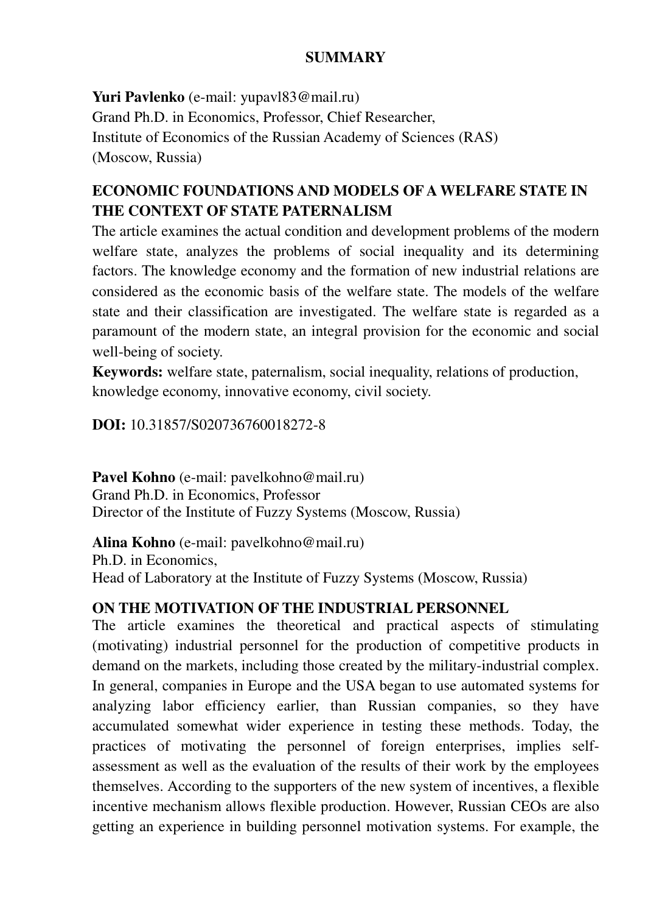## SUMMARY

**Yuri Pavlenko** (e-mail: yupavl83@mail.ru)
Grand Ph.D. in Economics, Professor, Chief Researcher,
Institute of Economics of the Russian Academy of Sciences (RAS)
(Moscow, Russia)

### ECONOMIC FOUNDATIONS AND MODELS OF A WELFARE STATE IN THE CONTEXT OF STATE PATERNALISM

The article examines the actual condition and development problems of the modern welfare state, analyzes the problems of social inequality and its determining factors. The knowledge economy and the formation of new industrial relations are considered as the economic basis of the welfare state. The models of the welfare state and their classification are investigated. The welfare state is regarded as a paramount of the modern state, an integral provision for the economic and social well-being of society.

**Keywords:** welfare state, paternalism, social inequality, relations of production, knowledge economy, innovative economy, civil society.

**DOI:** 10.31857/S020736760018272-8

**Pavel Kohno** (e-mail: pavelkohno@mail.ru)
Grand Ph.D. in Economics, Professor
Director of the Institute of Fuzzy Systems (Moscow, Russia)

**Alina Kohno** (e-mail: pavelkohno@mail.ru)
Ph.D. in Economics,
Head of Laboratory at the Institute of Fuzzy Systems (Moscow, Russia)

### ON THE MOTIVATION OF THE INDUSTRIAL PERSONNEL

The article examines the theoretical and practical aspects of stimulating (motivating) industrial personnel for the production of competitive products in demand on the markets, including those created by the military-industrial complex. In general, companies in Europe and the USA began to use automated systems for analyzing labor efficiency earlier, than Russian companies, so they have accumulated somewhat wider experience in testing these methods. Today, the practices of motivating the personnel of foreign enterprises, implies self-assessment as well as the evaluation of the results of their work by the employees themselves. According to the supporters of the new system of incentives, a flexible incentive mechanism allows flexible production. However, Russian CEOs are also getting an experience in building personnel motivation systems. For example, the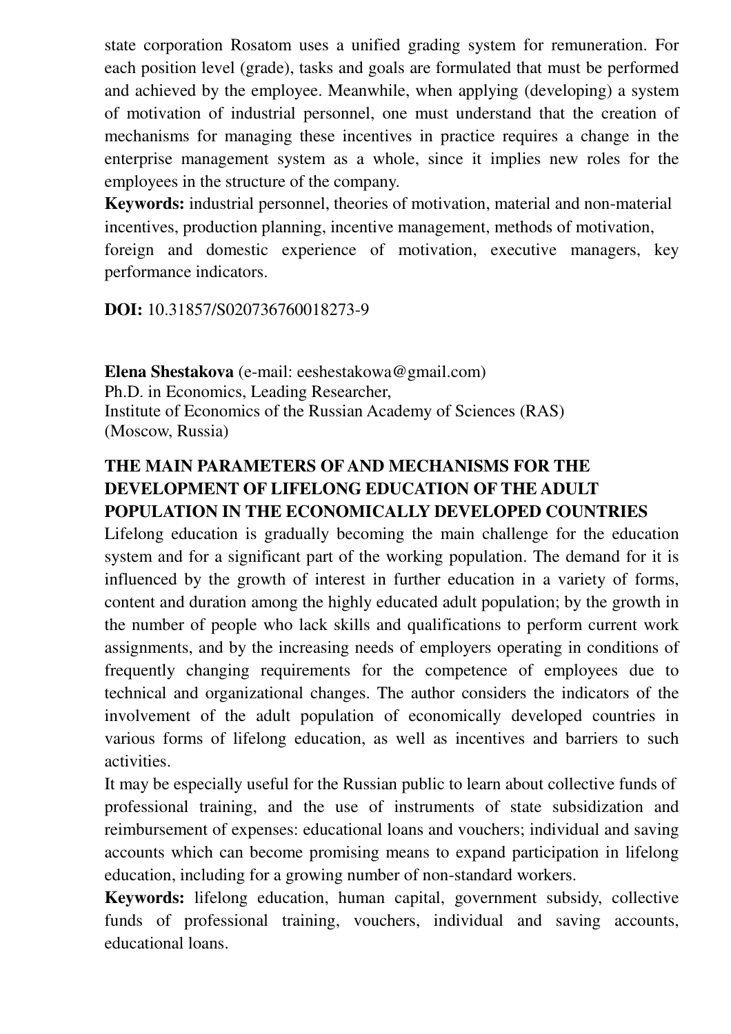state corporation Rosatom uses a unified grading system for remuneration. For each position level (grade), tasks and goals are formulated that must be performed and achieved by the employee. Meanwhile, when applying (developing) a system of motivation of industrial personnel, one must understand that the creation of mechanisms for managing these incentives in practice requires a change in the enterprise management system as a whole, since it implies new roles for the employees in the structure of the company.

**Keywords:** industrial personnel, theories of motivation, material and non-material incentives, production planning, incentive management, methods of motivation, foreign and domestic experience of motivation, executive managers, key performance indicators.

**DOI:** 10.31857/S020736760018273-9

**Elena Shestakova** (e-mail: eeshestakowa@gmail.com)
Ph.D. in Economics, Leading Researcher,
Institute of Economics of the Russian Academy of Sciences (RAS)
(Moscow, Russia)

## THE MAIN PARAMETERS OF AND MECHANISMS FOR THE DEVELOPMENT OF LIFELONG EDUCATION OF THE ADULT POPULATION IN THE ECONOMICALLY DEVELOPED COUNTRIES

Lifelong education is gradually becoming the main challenge for the education system and for a significant part of the working population. The demand for it is influenced by the growth of interest in further education in a variety of forms, content and duration among the highly educated adult population; by the growth in the number of people who lack skills and qualifications to perform current work assignments, and by the increasing needs of employers operating in conditions of frequently changing requirements for the competence of employees due to technical and organizational changes. The author considers the indicators of the involvement of the adult population of economically developed countries in various forms of lifelong education, as well as incentives and barriers to such activities.

It may be especially useful for the Russian public to learn about collective funds of professional training, and the use of instruments of state subsidization and reimbursement of expenses: educational loans and vouchers; individual and saving accounts which can become promising means to expand participation in lifelong education, including for a growing number of non-standard workers.

**Keywords:** lifelong education, human capital, government subsidy, collective funds of professional training, vouchers, individual and saving accounts, educational loans.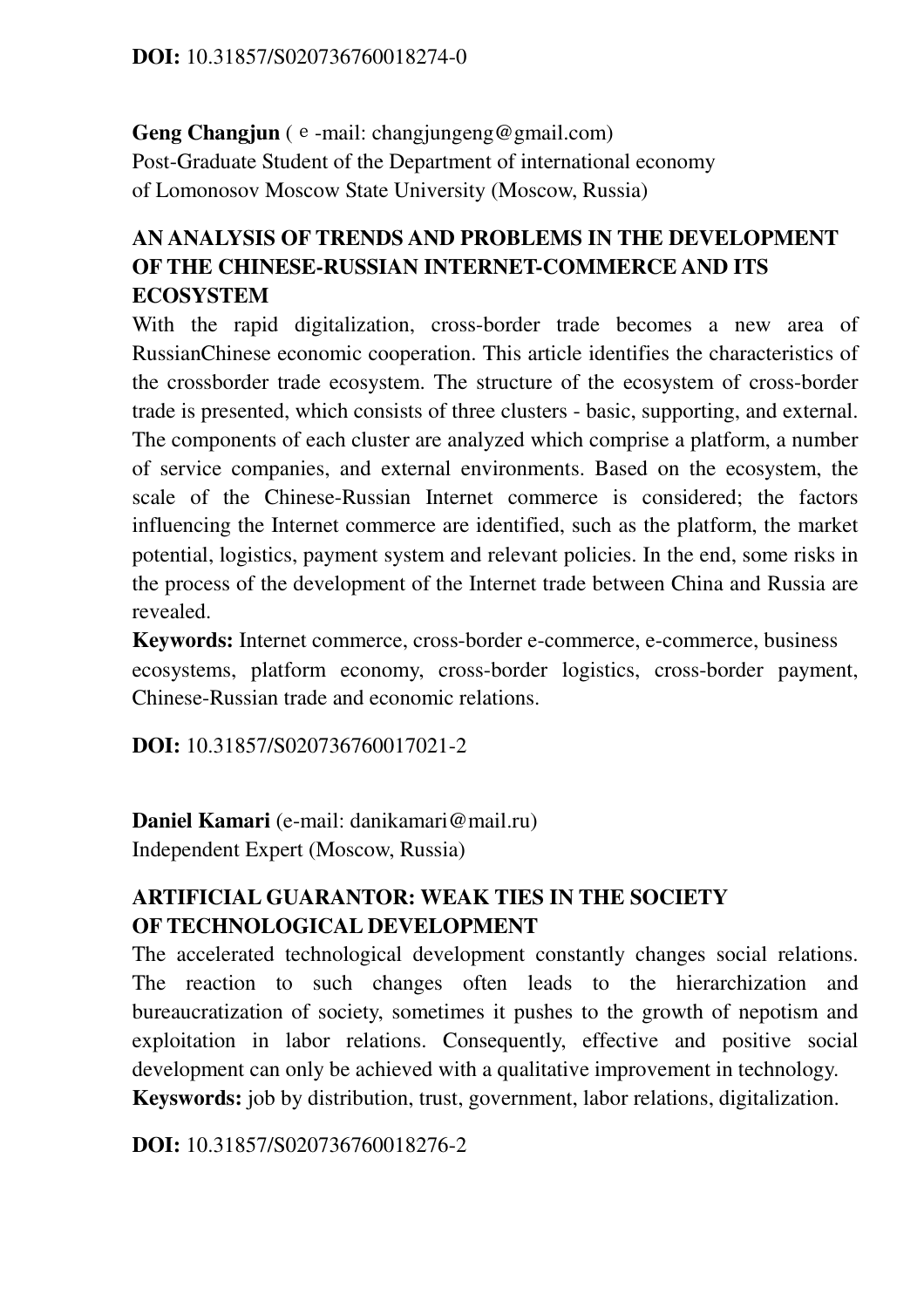**DOI:** 10.31857/S020736760018274-0

**Geng Changjun** ( e -mail: changjungeng@gmail.com)
Post-Graduate Student of the Department of international economy
of Lomonosov Moscow State University (Moscow, Russia)

## AN ANALYSIS OF TRENDS AND PROBLEMS IN THE DEVELOPMENT OF THE CHINESE-RUSSIAN INTERNET-COMMERCE AND ITS ECOSYSTEM

With the rapid digitalization, cross-border trade becomes a new area of RussianChinese economic cooperation. This article identifies the characteristics of the crossborder trade ecosystem. The structure of the ecosystem of cross-border trade is presented, which consists of three clusters - basic, supporting, and external. The components of each cluster are analyzed which comprise a platform, a number of service companies, and external environments. Based on the ecosystem, the scale of the Chinese-Russian Internet commerce is considered; the factors influencing the Internet commerce are identified, such as the platform, the market potential, logistics, payment system and relevant policies. In the end, some risks in the process of the development of the Internet trade between China and Russia are revealed.

**Keywords:** Internet commerce, cross-border e-commerce, e-commerce, business ecosystems, platform economy, cross-border logistics, cross-border payment, Chinese-Russian trade and economic relations.

**DOI:** 10.31857/S020736760017021-2

**Daniel Kamari** (e-mail: danikamari@mail.ru)
Independent Expert (Moscow, Russia)

## ARTIFICIAL GUARANTOR: WEAK TIES IN THE SOCIETY OF TECHNOLOGICAL DEVELOPMENT

The accelerated technological development constantly changes social relations. The reaction to such changes often leads to the hierarchization and bureaucratization of society, sometimes it pushes to the growth of nepotism and exploitation in labor relations. Consequently, effective and positive social development can only be achieved with a qualitative improvement in technology.

**Keyswords:** job by distribution, trust, government, labor relations, digitalization.

**DOI:** 10.31857/S020736760018276-2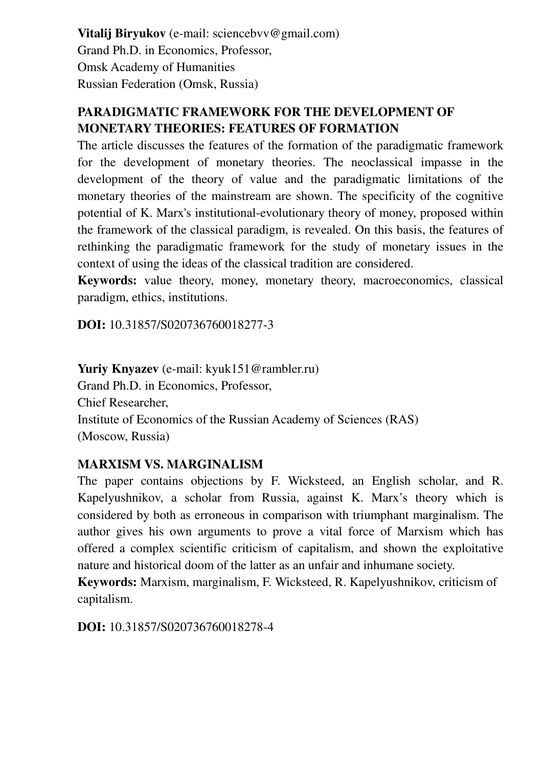**Vitalij Biryukov** (e-mail: sciencebvv@gmail.com)
Grand Ph.D. in Economics, Professor,
Omsk Academy of Humanities
Russian Federation (Omsk, Russia)

## PARADIGMATIC FRAMEWORK FOR THE DEVELOPMENT OF MONETARY THEORIES: FEATURES OF FORMATION

The article discusses the features of the formation of the paradigmatic framework for the development of monetary theories. The neoclassical impasse in the development of the theory of value and the paradigmatic limitations of the monetary theories of the mainstream are shown. The specificity of the cognitive potential of K. Marx's institutional-evolutionary theory of money, proposed within the framework of the classical paradigm, is revealed. On this basis, the features of rethinking the paradigmatic framework for the study of monetary issues in the context of using the ideas of the classical tradition are considered.

**Keywords:** value theory, money, monetary theory, macroeconomics, classical paradigm, ethics, institutions.

**DOI:** 10.31857/S020736760018277-3

**Yuriy Knyazev** (e-mail: kyuk151@rambler.ru)
Grand Ph.D. in Economics, Professor,
Chief Researcher,
Institute of Economics of the Russian Academy of Sciences (RAS)
(Moscow, Russia)

## MARXISM VS. MARGINALISM

The paper contains objections by F. Wicksteed, an English scholar, and R. Kapelyushnikov, a scholar from Russia, against K. Marx's theory which is considered by both as erroneous in comparison with triumphant marginalism. The author gives his own arguments to prove a vital force of Marxism which has offered a complex scientific criticism of capitalism, and shown the exploitative nature and historical doom of the latter as an unfair and inhumane society.

**Keywords:** Marxism, marginalism, F. Wicksteed, R. Kapelyushnikov, criticism of capitalism.

**DOI:** 10.31857/S020736760018278-4